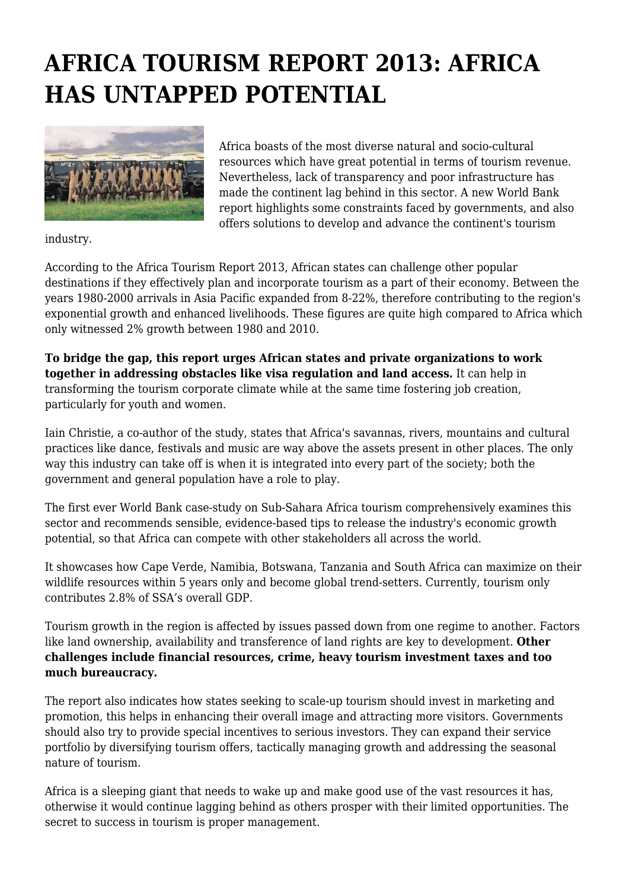# AFRICA TOURISM REPORT 2013: AFRICA HAS UNTAPPED POTENTIAL

Africa boasts of the most diverse natural and socio-cultural resources which have great potential in terms of tourism revenue. Nevertheless, lack of transparency and poor infrastructure has made the continent lag behind in this sector. A new World Bank report highlights some constraints faced by governments, and also offers solutions to develop and advance the continent's tourism industry.

According to the Africa Tourism Report 2013, African states can challenge other popular destinations if they effectively plan and incorporate tourism as a part of their economy. Between the years 1980-2000 arrivals in Asia Pacific expanded from 8-22%, therefore contributing to the region's exponential growth and enhanced livelihoods. These figures are quite high compared to Africa which only witnessed 2% growth between 1980 and 2010.

**To bridge the gap, this report urges African states and private organizations to work together in addressing obstacles like visa regulation and land access.** It can help in transforming the tourism corporate climate while at the same time fostering job creation, particularly for youth and women.

Iain Christie, a co-author of the study, states that Africa's savannas, rivers, mountains and cultural practices like dance, festivals and music are way above the assets present in other places. The only way this industry can take off is when it is integrated into every part of the society; both the government and general population have a role to play.

The first ever World Bank case-study on Sub-Sahara Africa tourism comprehensively examines this sector and recommends sensible, evidence-based tips to release the industry's economic growth potential, so that Africa can compete with other stakeholders all across the world.

It showcases how Cape Verde, Namibia, Botswana, Tanzania and South Africa can maximize on their wildlife resources within 5 years only and become global trend-setters. Currently, tourism only contributes 2.8% of SSA's overall GDP.

Tourism growth in the region is affected by issues passed down from one regime to another. Factors like land ownership, availability and transference of land rights are key to development. **Other challenges include financial resources, crime, heavy tourism investment taxes and too much bureaucracy.**

The report also indicates how states seeking to scale-up tourism should invest in marketing and promotion, this helps in enhancing their overall image and attracting more visitors. Governments should also try to provide special incentives to serious investors. They can expand their service portfolio by diversifying tourism offers, tactically managing growth and addressing the seasonal nature of tourism.

Africa is a sleeping giant that needs to wake up and make good use of the vast resources it has, otherwise it would continue lagging behind as others prosper with their limited opportunities. The secret to success in tourism is proper management.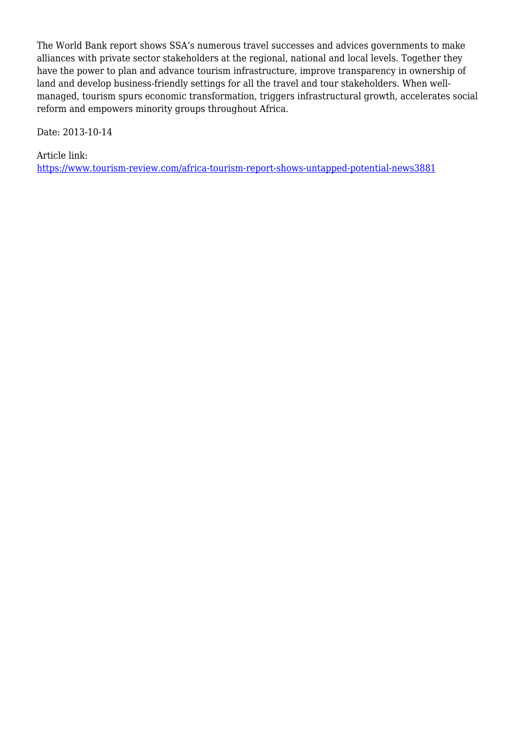The World Bank report shows SSA’s numerous travel successes and advices governments to make alliances with private sector stakeholders at the regional, national and local levels. Together they have the power to plan and advance tourism infrastructure, improve transparency in ownership of land and develop business-friendly settings for all the travel and tour stakeholders. When well-managed, tourism spurs economic transformation, triggers infrastructural growth, accelerates social reform and empowers minority groups throughout Africa.

Date: 2013-10-14

Article link:
https://www.tourism-review.com/africa-tourism-report-shows-untapped-potential-news3881